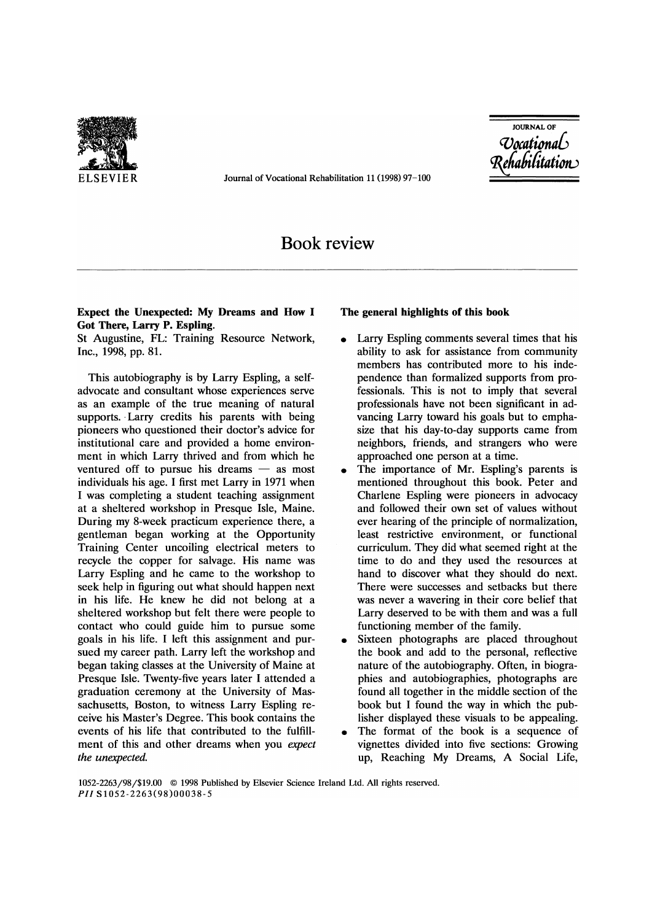# Book review

**Expect the Unexpected: My Dreams and How I Got There, Larry P. Espling.**
St Augustine, FL: Training Resource Network, Inc., 1998, pp. 81.

This autobiography is by Larry Espling, a self-advocate and consultant whose experiences serve as an example of the true meaning of natural supports. Larry credits his parents with being pioneers who questioned their doctor's advice for institutional care and provided a home environment in which Larry thrived and from which he ventured off to pursue his dreams — as most individuals his age. I first met Larry in 1971 when I was completing a student teaching assignment at a sheltered workshop in Presque Isle, Maine. During my 8-week practicum experience there, a gentleman began working at the Opportunity Training Center uncoiling electrical meters to recycle the copper for salvage. His name was Larry Espling and he came to the workshop to seek help in figuring out what should happen next in his life. He knew he did not belong at a sheltered workshop but felt there were people to contact who could guide him to pursue some goals in his life. I left this assignment and pursued my career path. Larry left the workshop and began taking classes at the University of Maine at Presque Isle. Twenty-five years later I attended a graduation ceremony at the University of Massachusetts, Boston, to witness Larry Espling receive his Master's Degree. This book contains the events of his life that contributed to the fulfillment of this and other dreams when you *expect the unexpected.*

**The general highlights of this book**

- Larry Espling comments several times that his ability to ask for assistance from community members has contributed more to his independence than formalized supports from professionals. This is not to imply that several professionals have not been significant in advancing Larry toward his goals but to emphasize that his day-to-day supports came from neighbors, friends, and strangers who were approached one person at a time.
- The importance of Mr. Espling's parents is mentioned throughout this book. Peter and Charlene Espling were pioneers in advocacy and followed their own set of values without ever hearing of the principle of normalization, least restrictive environment, or functional curriculum. They did what seemed right at the time to do and they used the resources at hand to discover what they should do next. There were successes and setbacks but there was never a wavering in their core belief that Larry deserved to be with them and was a full functioning member of the family.
- Sixteen photographs are placed throughout the book and add to the personal, reflective nature of the autobiography. Often, in biographies and autobiographies, photographs are found all together in the middle section of the book but I found the way in which the publisher displayed these visuals to be appealing.
- The format of the book is a sequence of vignettes divided into five sections: Growing up, Reaching My Dreams, A Social Life,

1052-2263/98/$19.00 © 1998 Published by Elsevier Science Ireland Ltd. All rights reserved.
*PII* S1052-2263(98)00038-5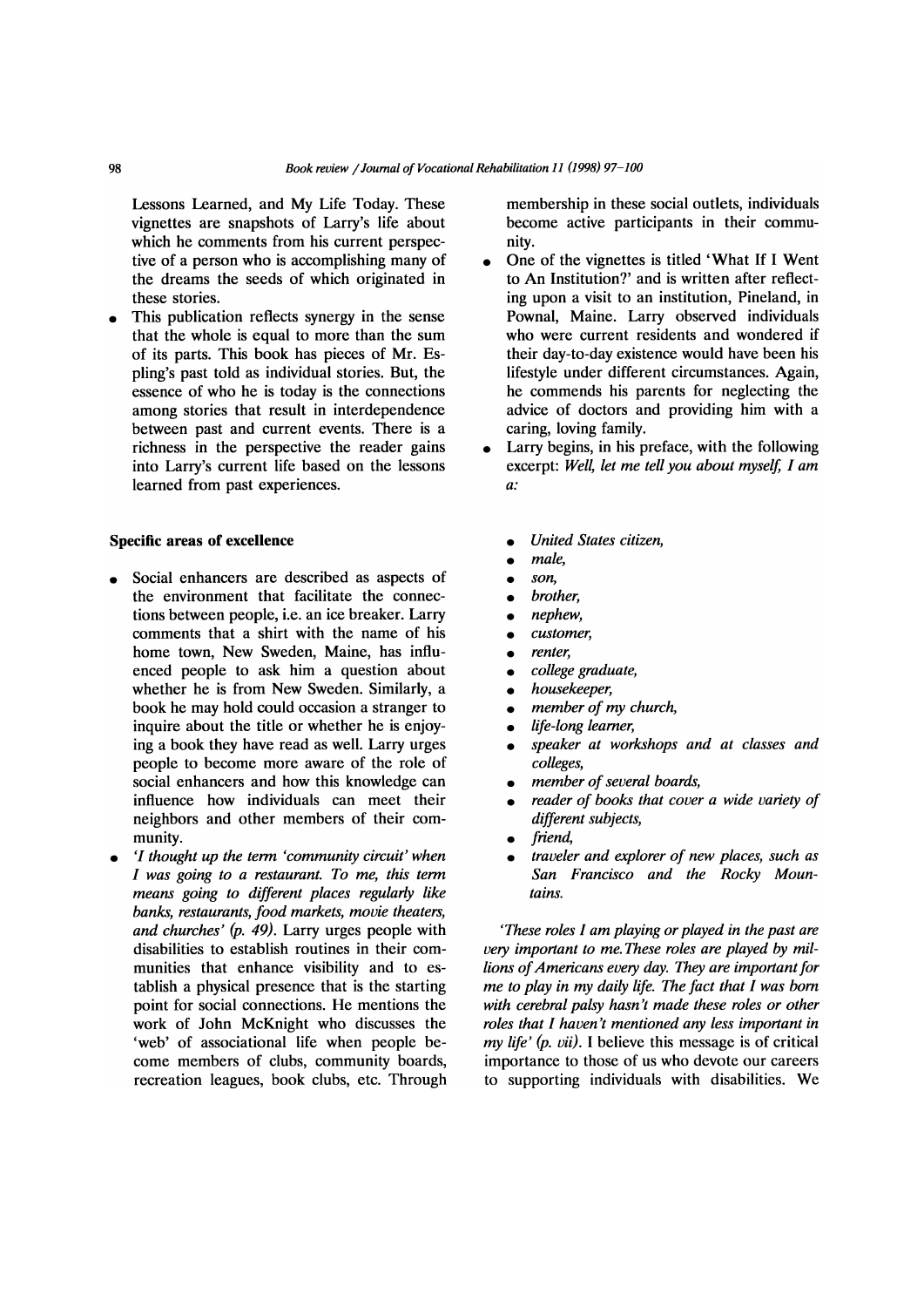Lessons Learned, and My Life Today. These vignettes are snapshots of Larry's life about which he comments from his current perspective of a person who is accomplishing many of the dreams the seeds of which originated in these stories.

- This publication reflects synergy in the sense that the whole is equal to more than the sum of its parts. This book has pieces of Mr. Espling's past told as individual stories. But, the essence of who he is today is the connections among stories that result in interdependence between past and current events. There is a richness in the perspective the reader gains into Larry's current life based on the lessons learned from past experiences.

### Specific areas of excellence

- Social enhancers are described as aspects of the environment that facilitate the connections between people, i.e. an ice breaker. Larry comments that a shirt with the name of his home town, New Sweden, Maine, has influenced people to ask him a question about whether he is from New Sweden. Similarly, a book he may hold could occasion a stranger to inquire about the title or whether he is enjoying a book they have read as well. Larry urges people to become more aware of the role of social enhancers and how this knowledge can influence how individuals can meet their neighbors and other members of their community.
- *'I thought up the term 'community circuit' when I was going to a restaurant. To me, this term means going to different places regularly like banks, restaurants, food markets, movie theaters, and churches' (p. 49).* Larry urges people with disabilities to establish routines in their communities that enhance visibility and to establish a physical presence that is the starting point for social connections. He mentions the work of John McKnight who discusses the 'web' of associational life when people become members of clubs, community boards, recreation leagues, book clubs, etc. Through membership in these social outlets, individuals become active participants in their community.
- One of the vignettes is titled 'What If I Went to An Institution?' and is written after reflecting upon a visit to an institution, Pineland, in Pownal, Maine. Larry observed individuals who were current residents and wondered if their day-to-day existence would have been his lifestyle under different circumstances. Again, he commends his parents for neglecting the advice of doctors and providing him with a caring, loving family.
- Larry begins, in his preface, with the following excerpt: *Well, let me tell you about myself, I am a:*

  - *United States citizen,*
  - *male,*
  - *son,*
  - *brother,*
  - *nephew,*
  - *customer,*
  - *renter,*
  - *college graduate,*
  - *housekeeper,*
  - *member of my church,*
  - *life-long learner,*
  - *speaker at workshops and at classes and colleges,*
  - *member of several boards,*
  - *reader of books that cover a wide variety of different subjects,*
  - *friend,*
  - *traveler and explorer of new places, such as San Francisco and the Rocky Mountains.*

*'These roles I am playing or played in the past are very important to me. These roles are played by millions of Americans every day. They are important for me to play in my daily life. The fact that I was born with cerebral palsy hasn't made these roles or other roles that I haven't mentioned any less important in my life' (p. vii).* I believe this message is of critical importance to those of us who devote our careers to supporting individuals with disabilities. We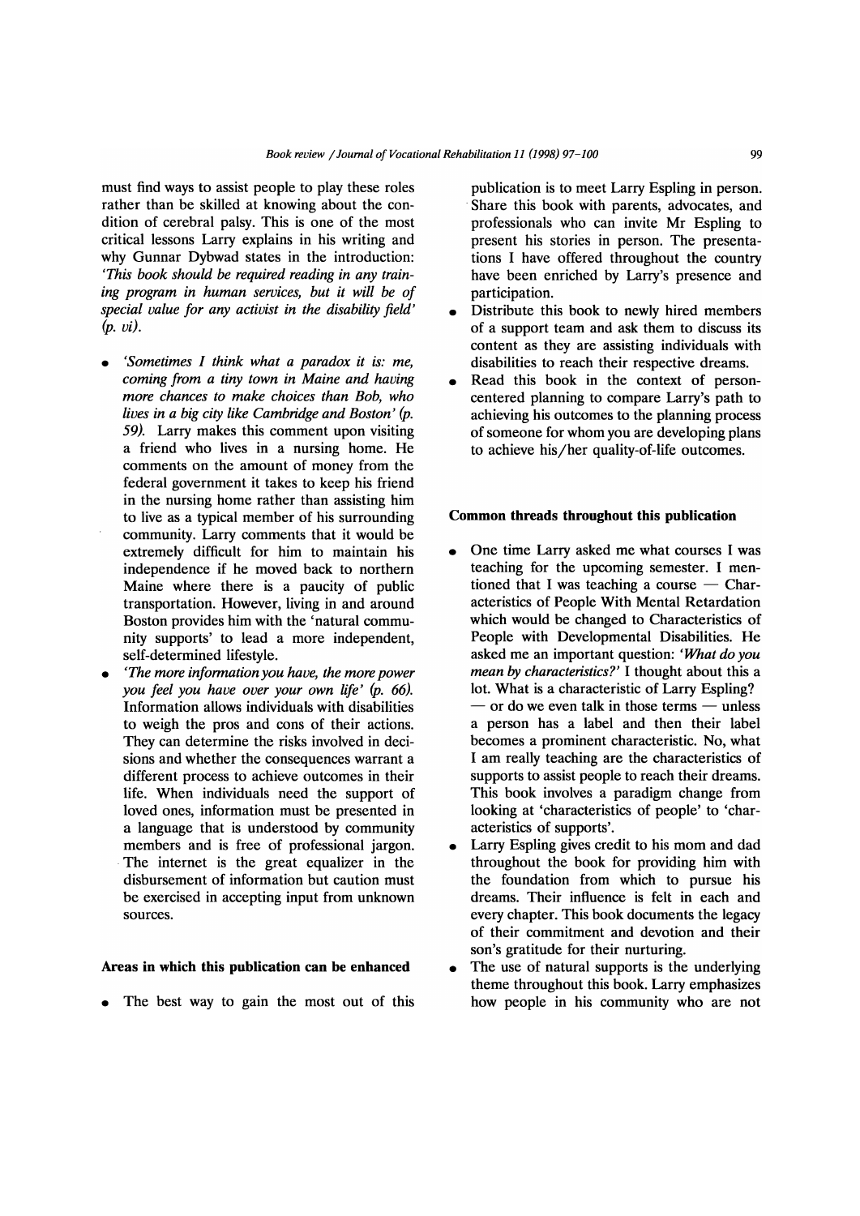must find ways to assist people to play these roles rather than be skilled at knowing about the condition of cerebral palsy. This is one of the most critical lessons Larry explains in his writing and why Gunnar Dybwad states in the introduction: *'This book should be required reading in any training program in human services, but it will be of special value for any activist in the disability field' (p. vi).*

- *'Sometimes I think what a paradox it is: me, coming from a tiny town in Maine and having more chances to make choices than Bob, who lives in a big city like Cambridge and Boston' (p. 59).* Larry makes this comment upon visiting a friend who lives in a nursing home. He comments on the amount of money from the federal government it takes to keep his friend in the nursing home rather than assisting him to live as a typical member of his surrounding community. Larry comments that it would be extremely difficult for him to maintain his independence if he moved back to northern Maine where there is a paucity of public transportation. However, living in and around Boston provides him with the 'natural community supports' to lead a more independent, self-determined lifestyle.
- *'The more information you have, the more power you feel you have over your own life' (p. 66).* Information allows individuals with disabilities to weigh the pros and cons of their actions. They can determine the risks involved in decisions and whether the consequences warrant a different process to achieve outcomes in their life. When individuals need the support of loved ones, information must be presented in a language that is understood by community members and is free of professional jargon. The internet is the great equalizer in the disbursement of information but caution must be exercised in accepting input from unknown sources.

## Areas in which this publication can be enhanced

- The best way to gain the most out of this publication is to meet Larry Espling in person. Share this book with parents, advocates, and professionals who can invite Mr Espling to present his stories in person. The presentations I have offered throughout the country have been enriched by Larry's presence and participation.
- Distribute this book to newly hired members of a support team and ask them to discuss its content as they are assisting individuals with disabilities to reach their respective dreams.
- Read this book in the context of person-centered planning to compare Larry's path to achieving his outcomes to the planning process of someone for whom you are developing plans to achieve his/her quality-of-life outcomes.

## Common threads throughout this publication

- One time Larry asked me what courses I was teaching for the upcoming semester. I mentioned that I was teaching a course — Characteristics of People With Mental Retardation which would be changed to Characteristics of People with Developmental Disabilities. He asked me an important question: *'What do you mean by characteristics?'* I thought about this a lot. What is a characteristic of Larry Espling? — or do we even talk in those terms — unless a person has a label and then their label becomes a prominent characteristic. No, what I am really teaching are the characteristics of supports to assist people to reach their dreams. This book involves a paradigm change from looking at 'characteristics of people' to 'characteristics of supports'.
- Larry Espling gives credit to his mom and dad throughout the book for providing him with the foundation from which to pursue his dreams. Their influence is felt in each and every chapter. This book documents the legacy of their commitment and devotion and their son's gratitude for their nurturing.
- The use of natural supports is the underlying theme throughout this book. Larry emphasizes how people in his community who are not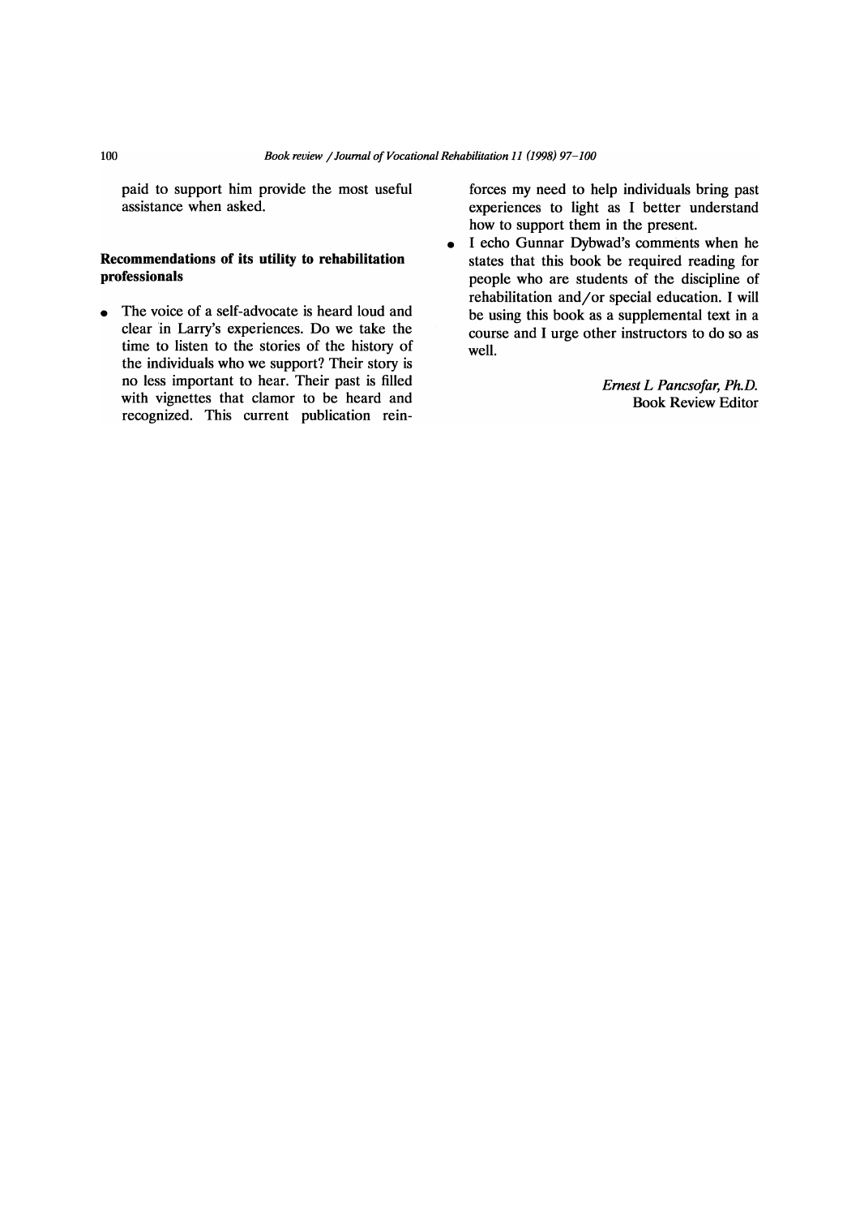paid to support him provide the most useful assistance when asked.

**Recommendations of its utility to rehabilitation professionals**

- The voice of a self-advocate is heard loud and clear in Larry's experiences. Do we take the time to listen to the stories of the history of the individuals who we support? Their story is no less important to hear. Their past is filled with vignettes that clamor to be heard and recognized. This current publication reinforces my need to help individuals bring past experiences to light as I better understand how to support them in the present.
- I echo Gunnar Dybwad's comments when he states that this book be required reading for people who are students of the discipline of rehabilitation and/or special education. I will be using this book as a supplemental text in a course and I urge other instructors to do so as well.

*Ernest L Pancsofar, Ph.D.*
Book Review Editor